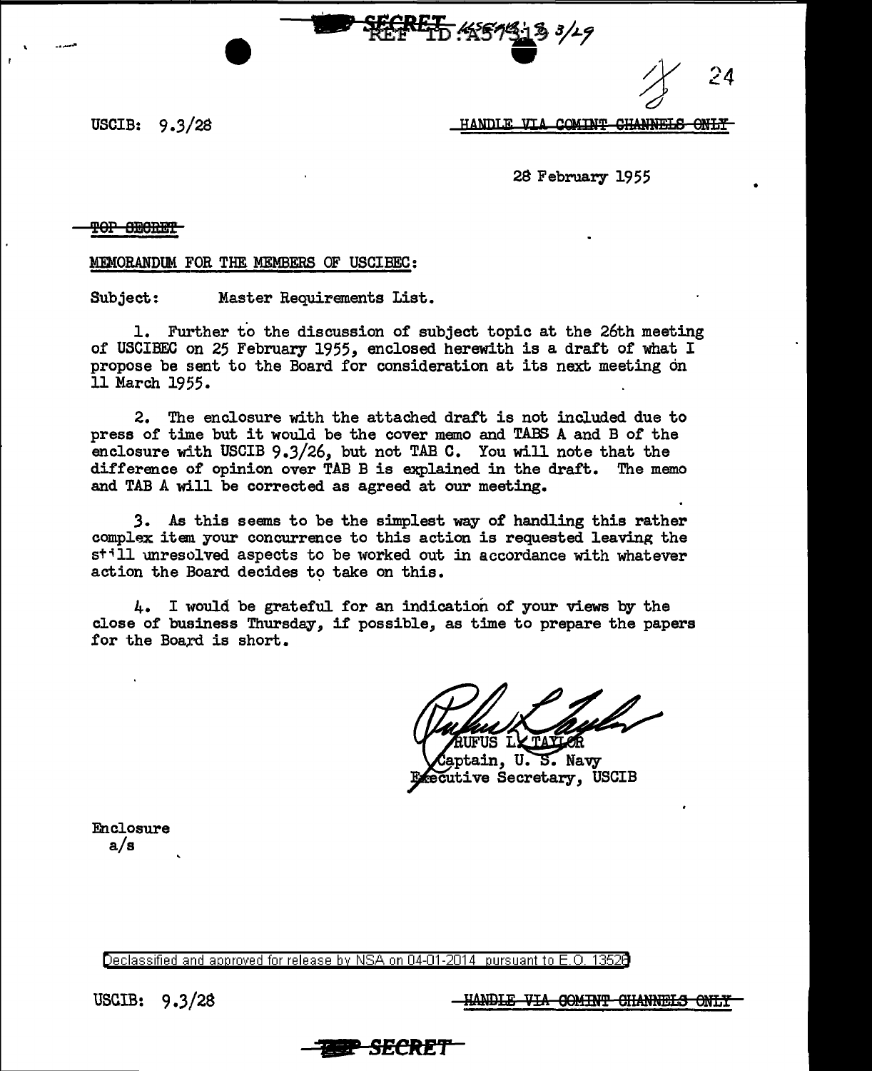SECRET REF ID:A57313 3/29

24

USCIB: 9.3/28

HANDLE VIA COMINT CHANNELS ONLY

28 February 1955

TOP SECRET

MEMORANDUM FOR THE MEMBERS OF USCIBEC:

Subject: Master Requirements List.

1. Further to the discussion of subject topic at the 26th meeting of USCIBEC on 25 February 1955, enclosed herewith is a draft of what I propose be sent to the Board for consideration at its next meeting on 11 March 1955.

2. The enclosure with the attached draft is not included due to press of time but it would be the cover memo and TABS A and B of the enclosure with USCIB 9.3/26, but not TAB C. You will note that the difference of opinion over TAB B is explained in the draft. The memo and TAB A will be corrected as agreed at our meeting.

3. As this seems to be the simplest way of handling this rather complex item your concurrence to this action is requested leaving the still unresolved aspects to be worked out in accordance with whatever action the Board decides to take on this.

4. I would be grateful for an indication of your views by the close of business Thursday, if possible, as time to prepare the papers for the Board is short.

RUFUS L. TAYLOR
Captain, U. S. Navy
Executive Secretary, USCIB

Enclosure
a/s

Declassified and approved for release by NSA on 04-01-2014 pursuant to E.O. 13526

USCIB: 9.3/28

HANDLE VIA COMINT CHANNELS ONLY

TOP SECRET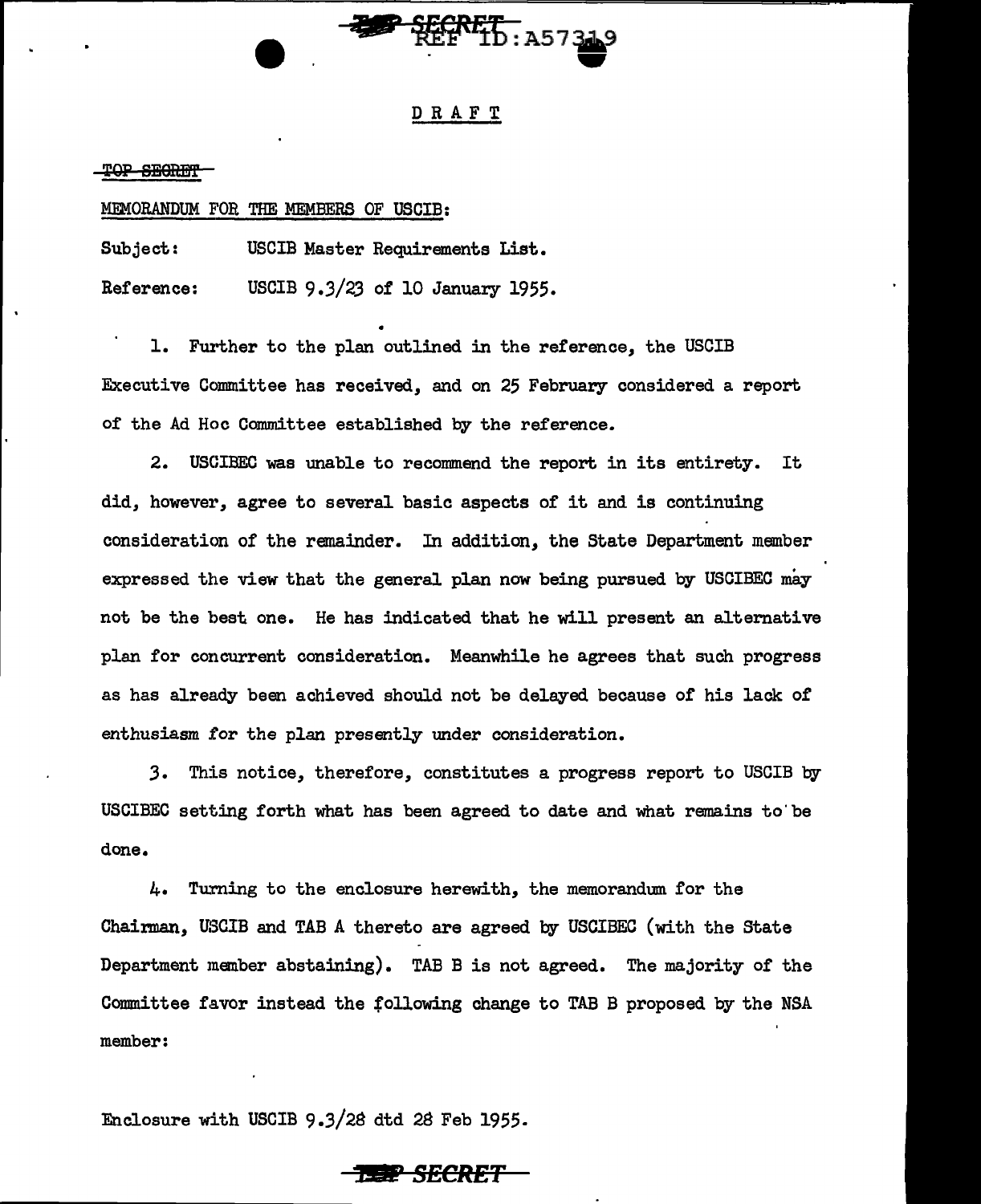DRAFT

~~TOP SECRET~~

MEMORANDUM FOR THE MEMBERS OF USCIB:

Subject: USCIB Master Requirements List.

Reference: USCIB 9.3/23 of 10 January 1955.

1. Further to the plan outlined in the reference, the USCIB Executive Committee has received, and on 25 February considered a report of the Ad Hoc Committee established by the reference.

2. USCIBEC was unable to recommend the report in its entirety. It did, however, agree to several basic aspects of it and is continuing consideration of the remainder. In addition, the State Department member expressed the view that the general plan now being pursued by USCIBEC may not be the best one. He has indicated that he will present an alternative plan for concurrent consideration. Meanwhile he agrees that such progress as has already been achieved should not be delayed because of his lack of enthusiasm for the plan presently under consideration.

3. This notice, therefore, constitutes a progress report to USCIB by USCIBEC setting forth what has been agreed to date and what remains to be done.

4. Turning to the enclosure herewith, the memorandum for the Chairman, USCIB and TAB A thereto are agreed by USCIBEC (with the State Department member abstaining). TAB B is not agreed. The majority of the Committee favor instead the following change to TAB B proposed by the NSA member:

Enclosure with USCIB 9.3/28 dtd 28 Feb 1955.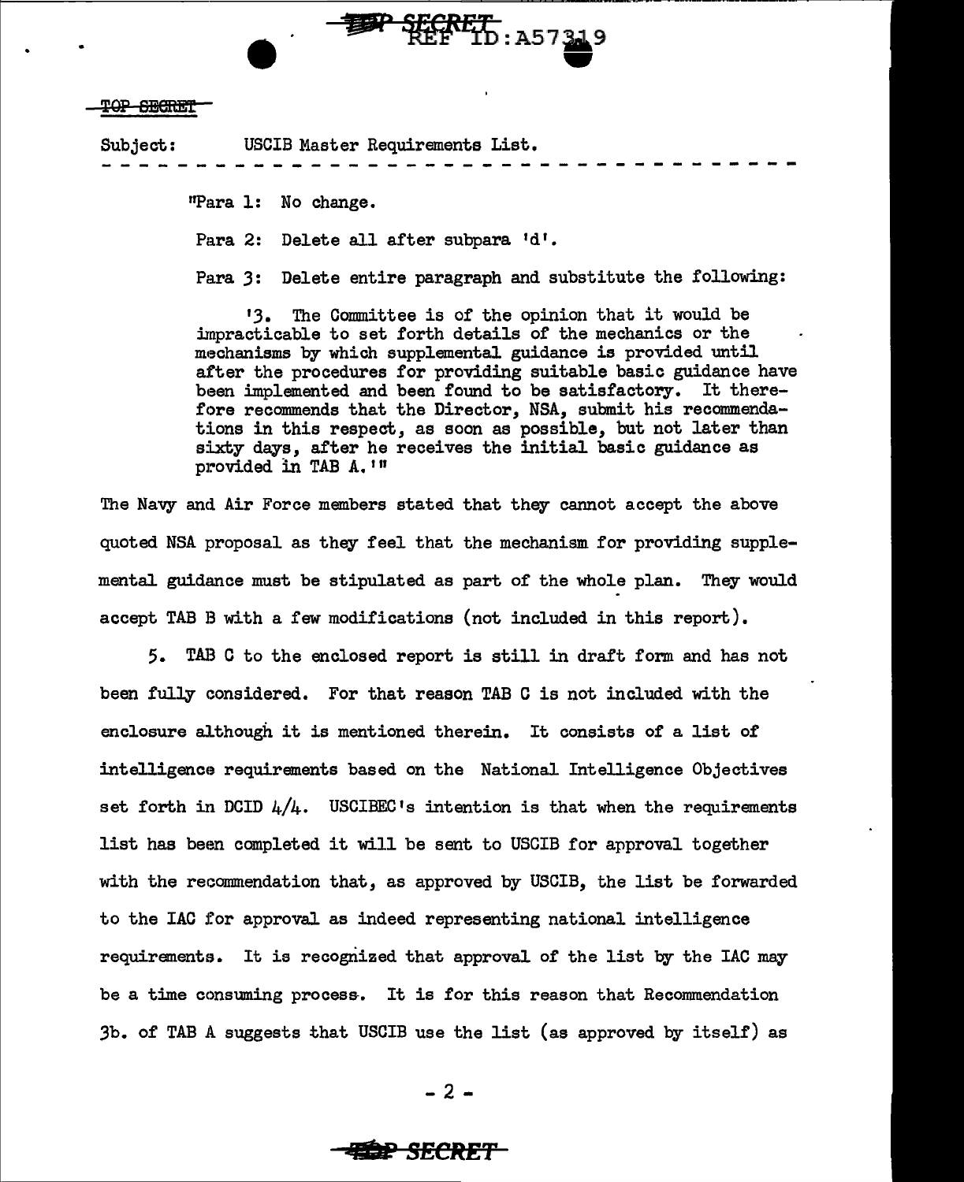Subject: USCIB Master Requirements List.

"Para 1: No change.

Para 2: Delete all after subpara 'd'.

Para 3: Delete entire paragraph and substitute the following:

'3. The Committee is of the opinion that it would be impracticable to set forth details of the mechanics or the mechanisms by which supplemental guidance is provided until after the procedures for providing suitable basic guidance have been implemented and been found to be satisfactory. It therefore recommends that the Director, NSA, submit his recommendations in this respect, as soon as possible, but not later than sixty days, after he receives the initial basic guidance as provided in TAB A.'"

The Navy and Air Force members stated that they cannot accept the above quoted NSA proposal as they feel that the mechanism for providing supplemental guidance must be stipulated as part of the whole plan. They would accept TAB B with a few modifications (not included in this report).

5. TAB C to the enclosed report is still in draft form and has not been fully considered. For that reason TAB C is not included with the enclosure although it is mentioned therein. It consists of a list of intelligence requirements based on the National Intelligence Objectives set forth in DCID 4/4. USCIBEC's intention is that when the requirements list has been completed it will be sent to USCIB for approval together with the recommendation that, as approved by USCIB, the list be forwarded to the IAC for approval as indeed representing national intelligence requirements. It is recognized that approval of the list by the IAC may be a time consuming process. It is for this reason that Recommendation 3b. of TAB A suggests that USCIB use the list (as approved by itself) as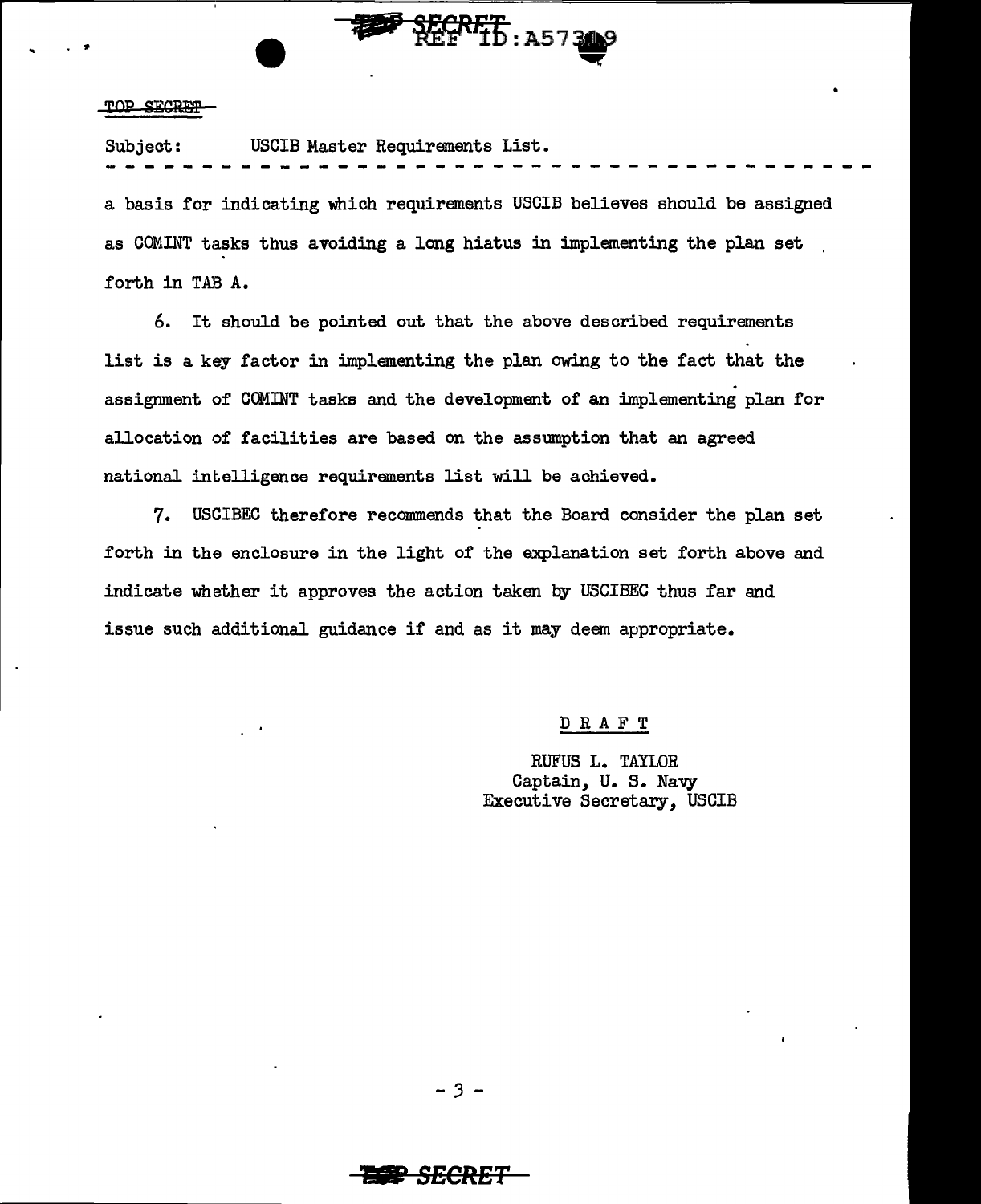TOP SECRET

Subject: USCIB Master Requirements List.

a basis for indicating which requirements USCIB believes should be assigned as COMINT tasks thus avoiding a long hiatus in implementing the plan set forth in TAB A.

6. It should be pointed out that the above described requirements list is a key factor in implementing the plan owing to the fact that the assignment of COMINT tasks and the development of an implementing plan for allocation of facilities are based on the assumption that an agreed national intelligence requirements list will be achieved.

7. USCIBEC therefore recommends that the Board consider the plan set forth in the enclosure in the light of the explanation set forth above and indicate whether it approves the action taken by USCIBEC thus far and issue such additional guidance if and as it may deem appropriate.

D R A F T

RUFUS L. TAYLOR
Captain, U. S. Navy
Executive Secretary, USCIB